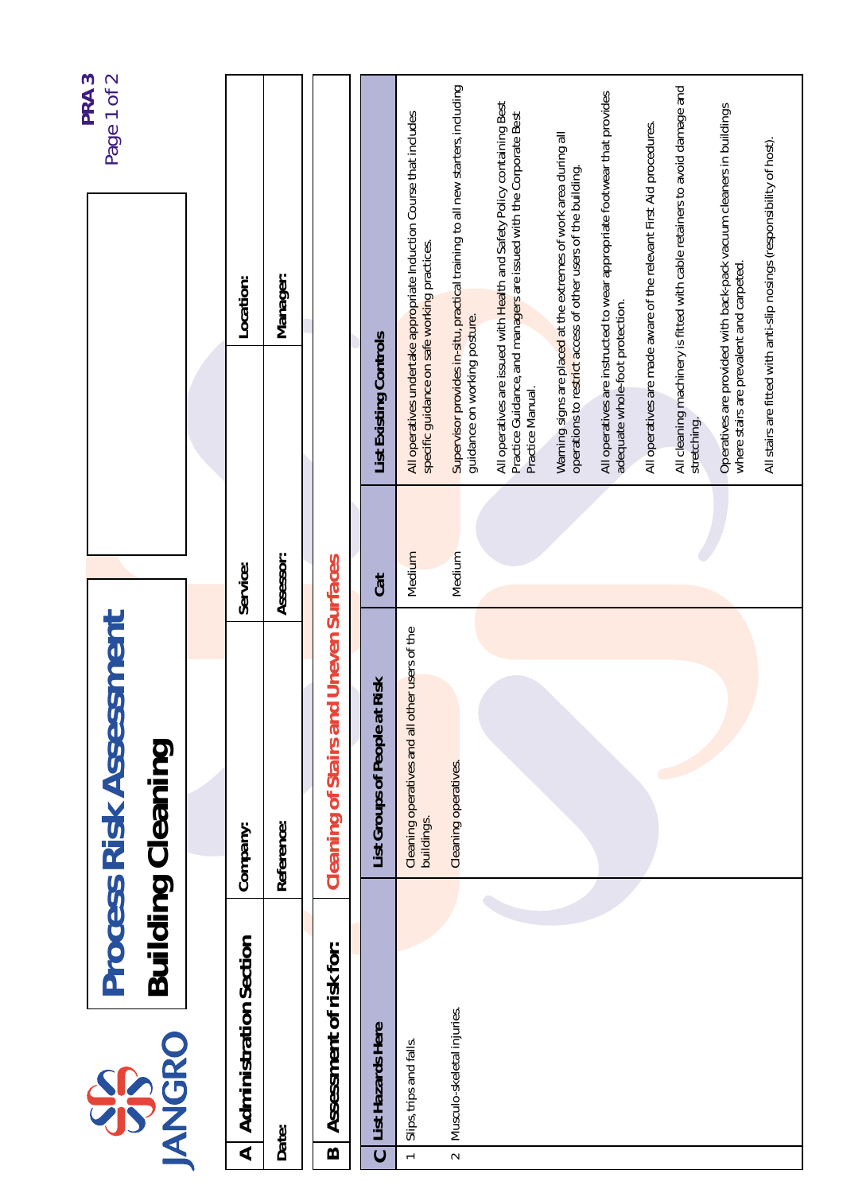JANGRO

# Process Risk Assessment

## Building Cleaning

PRA 3

| A | Administration Section | | | | |
|---|---|---|---|---|---|
| Date: | | Company: | | Service: | Location: |
| | | Reference: | | Assessor: | Manager: |

| B | Assessment of risk for: | Cleaning of Stairs and Uneven Surfaces |
|---|---|---|

**C**

| | List Hazards Here | List Groups of People at Risk | Cat | List Existing Controls |
|---|---|---|---|---|
| 1 | Slips, trips and falls. | Cleaning operatives and all other users of the buildings. | Medium | All operatives undertake appropriate Induction Course that includes specific guidance on safe working practices.<br><br>Supervisor provides in-situ, practical training to all new starters, including guidance on working posture.<br><br>All operatives are issued with Health and Safety Policy containing Best Practice Guidance, and managers are issued with the Corporate Best Practice Manual.<br><br>Warning signs are placed at the extremes of work area during all operations to restrict access of other users of the building.<br><br>All operatives are instructed to wear appropriate footwear that provides adequate whole-foot protection.<br><br>All operatives are made aware of the relevant First Aid procedures.<br><br>All cleaning machinery is fitted with cable retainers to avoid damage and stretching.<br><br>Operatives are provided with back-pack vacuum cleaners in buildings where stairs are prevalent and carpeted.<br><br>All stairs are fitted with anti-slip nosings (responsibility of host). |
| 2 | Musculo-skeletal injuries. | Cleaning operatives. | Medium | |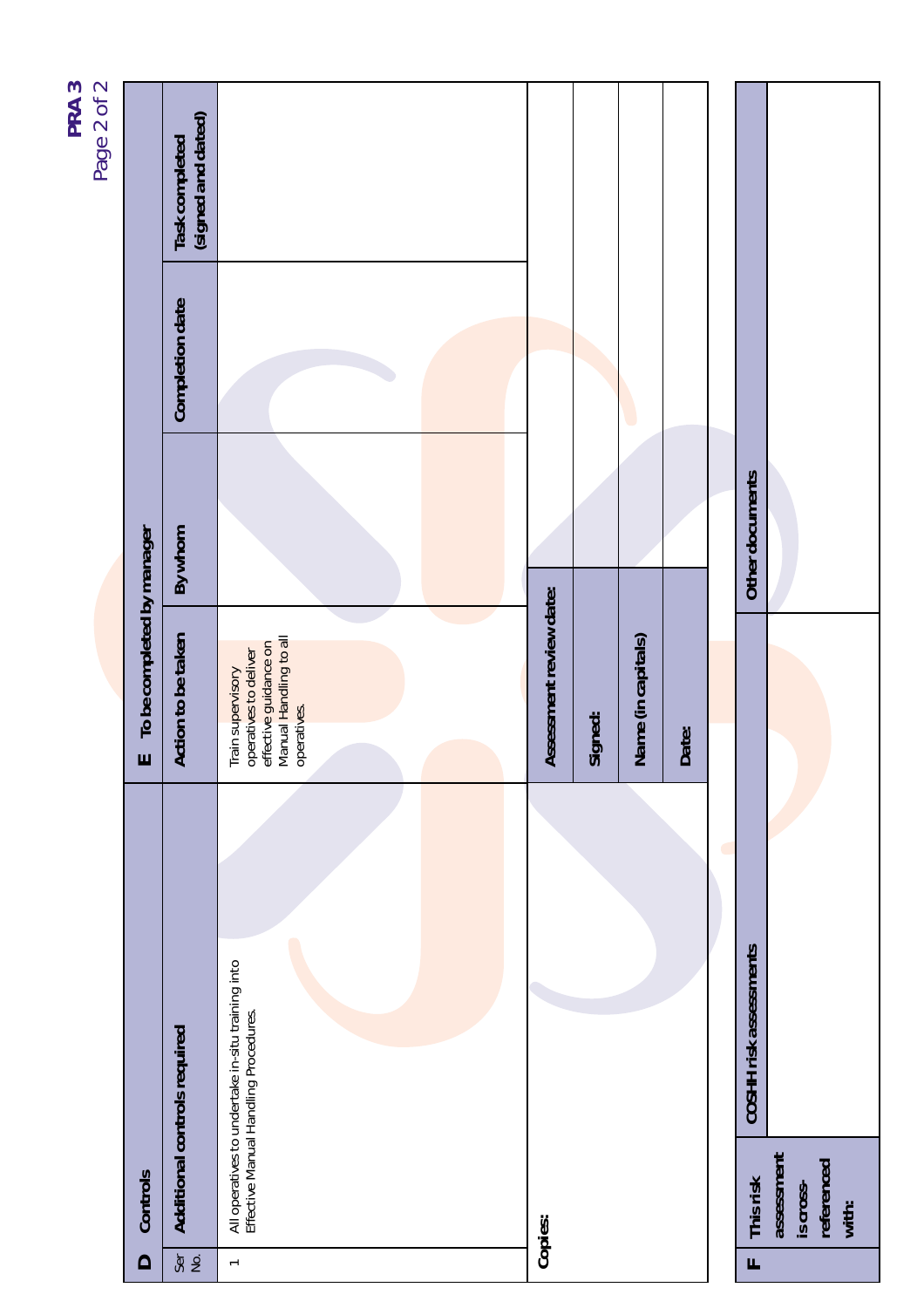| D Controls | | E To be completed by manager | | | |
|---|---|---|---|---|---|
| Ser No. | Additional controls required | Action to be taken | By whom | Completion date | Task completed (signed and dated) |
| 1 | All operatives to undertake in-situ training into Effective Manual Handling Procedures. | Train supervisory operatives to deliver effective guidance on Manual Handling to all operatives. | | | |

| | | |
|---|---|---|
| Copies: | Assessment review date: | |
| | Signed: | |
| | Name (in capitals) | |
| | Date: | |

| F This risk assessment is cross-referenced with: | COSHH risk assessments | Other documents |
|---|---|---|
| | | |